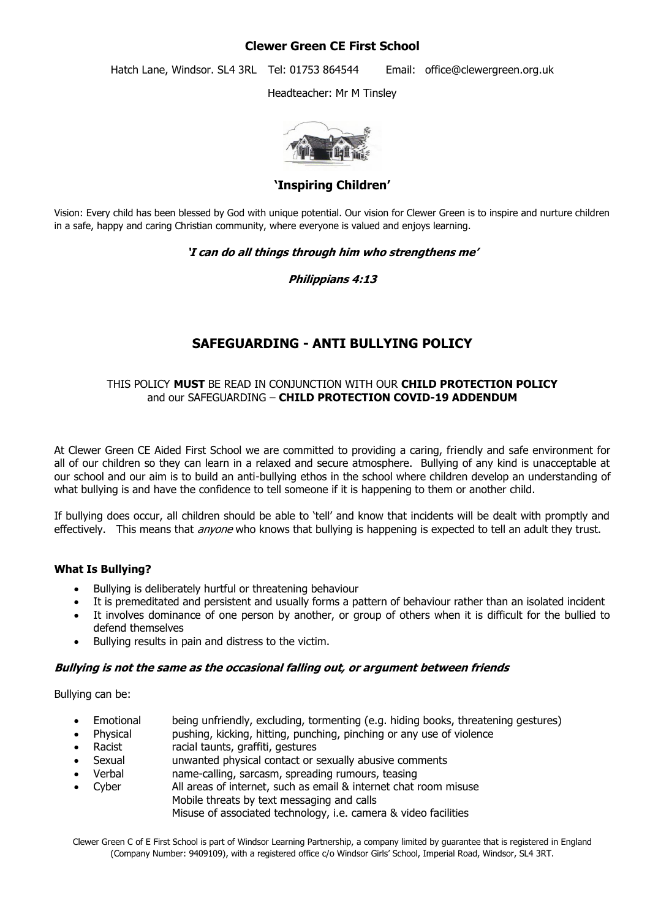**Clewer Green CE First School**

Hatch Lane, Windsor. SL4 3RL Tel: 01753 864544 Email: office@clewergreen.org.uk

Headteacher: Mr M Tinsley

**'Inspiring Children'**

Vision: Every child has been blessed by God with unique potential. Our vision for Clewer Green is to inspire and nurture children in a safe, happy and caring Christian community, where everyone is valued and enjoys learning.

***'I can do all things through him who strengthens me'***

***Philippians 4:13***

# SAFEGUARDING - ANTI BULLYING POLICY

THIS POLICY **MUST** BE READ IN CONJUNCTION WITH OUR **CHILD PROTECTION POLICY** and our SAFEGUARDING – **CHILD PROTECTION COVID-19 ADDENDUM**

At Clewer Green CE Aided First School we are committed to providing a caring, friendly and safe environment for all of our children so they can learn in a relaxed and secure atmosphere. Bullying of any kind is unacceptable at our school and our aim is to build an anti-bullying ethos in the school where children develop an understanding of what bullying is and have the confidence to tell someone if it is happening to them or another child.

If bullying does occur, all children should be able to 'tell' and know that incidents will be dealt with promptly and effectively. This means that *anyone* who knows that bullying is happening is expected to tell an adult they trust.

### What Is Bullying?

- Bullying is deliberately hurtful or threatening behaviour
- It is premeditated and persistent and usually forms a pattern of behaviour rather than an isolated incident
- It involves dominance of one person by another, or group of others when it is difficult for the bullied to defend themselves
- Bullying results in pain and distress to the victim.

***Bullying is not the same as the occasional falling out, or argument between friends***

Bullying can be:

- Emotional — being unfriendly, excluding, tormenting (e.g. hiding books, threatening gestures)
- Physical — pushing, kicking, hitting, punching, pinching or any use of violence
- Racist — racial taunts, graffiti, gestures
- Sexual — unwanted physical contact or sexually abusive comments
- Verbal — name-calling, sarcasm, spreading rumours, teasing
- Cyber — All areas of internet, such as email & internet chat room misuse
  Mobile threats by text messaging and calls
  Misuse of associated technology, i.e. camera & video facilities

Clewer Green C of E First School is part of Windsor Learning Partnership, a company limited by guarantee that is registered in England (Company Number: 9409109), with a registered office c/o Windsor Girls' School, Imperial Road, Windsor, SL4 3RT.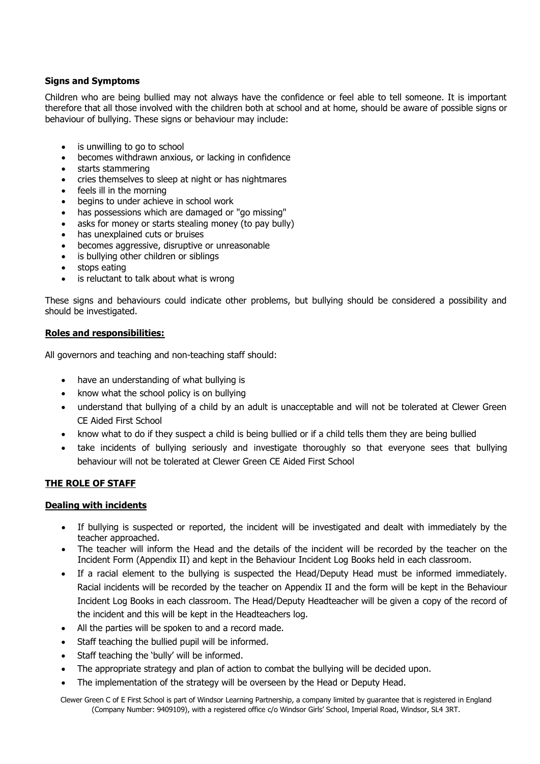**Signs and Symptoms**

Children who are being bullied may not always have the confidence or feel able to tell someone. It is important therefore that all those involved with the children both at school and at home, should be aware of possible signs or behaviour of bullying. These signs or behaviour may include:

- is unwilling to go to school
- becomes withdrawn anxious, or lacking in confidence
- starts stammering
- cries themselves to sleep at night or has nightmares
- feels ill in the morning
- begins to under achieve in school work
- has possessions which are damaged or "go missing"
- asks for money or starts stealing money (to pay bully)
- has unexplained cuts or bruises
- becomes aggressive, disruptive or unreasonable
- is bullying other children or siblings
- stops eating
- is reluctant to talk about what is wrong

These signs and behaviours could indicate other problems, but bullying should be considered a possibility and should be investigated.

**Roles and responsibilities:**

All governors and teaching and non-teaching staff should:

- have an understanding of what bullying is
- know what the school policy is on bullying
- understand that bullying of a child by an adult is unacceptable and will not be tolerated at Clewer Green CE Aided First School
- know what to do if they suspect a child is being bullied or if a child tells them they are being bullied
- take incidents of bullying seriously and investigate thoroughly so that everyone sees that bullying behaviour will not be tolerated at Clewer Green CE Aided First School

**THE ROLE OF STAFF**

**Dealing with incidents**

- If bullying is suspected or reported, the incident will be investigated and dealt with immediately by the teacher approached.
- The teacher will inform the Head and the details of the incident will be recorded by the teacher on the Incident Form (Appendix II) and kept in the Behaviour Incident Log Books held in each classroom.
- If a racial element to the bullying is suspected the Head/Deputy Head must be informed immediately. Racial incidents will be recorded by the teacher on Appendix II and the form will be kept in the Behaviour Incident Log Books in each classroom. The Head/Deputy Headteacher will be given a copy of the record of the incident and this will be kept in the Headteachers log.
- All the parties will be spoken to and a record made.
- Staff teaching the bullied pupil will be informed.
- Staff teaching the 'bully' will be informed.
- The appropriate strategy and plan of action to combat the bullying will be decided upon.
- The implementation of the strategy will be overseen by the Head or Deputy Head.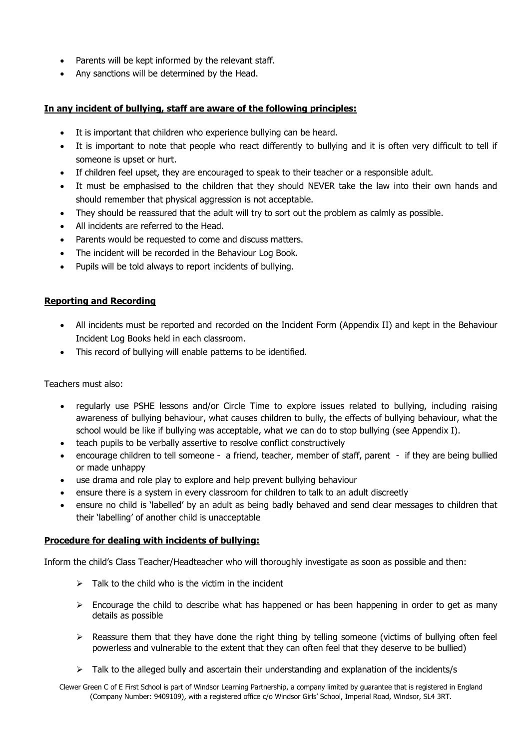- Parents will be kept informed by the relevant staff.
- Any sanctions will be determined by the Head.

**In any incident of bullying, staff are aware of the following principles:**

- It is important that children who experience bullying can be heard.
- It is important to note that people who react differently to bullying and it is often very difficult to tell if someone is upset or hurt.
- If children feel upset, they are encouraged to speak to their teacher or a responsible adult.
- It must be emphasised to the children that they should NEVER take the law into their own hands and should remember that physical aggression is not acceptable.
- They should be reassured that the adult will try to sort out the problem as calmly as possible.
- All incidents are referred to the Head.
- Parents would be requested to come and discuss matters.
- The incident will be recorded in the Behaviour Log Book.
- Pupils will be told always to report incidents of bullying.

**Reporting and Recording**

- All incidents must be reported and recorded on the Incident Form (Appendix II) and kept in the Behaviour Incident Log Books held in each classroom.
- This record of bullying will enable patterns to be identified.

Teachers must also:

- regularly use PSHE lessons and/or Circle Time to explore issues related to bullying, including raising awareness of bullying behaviour, what causes children to bully, the effects of bullying behaviour, what the school would be like if bullying was acceptable, what we can do to stop bullying (see Appendix I).
- teach pupils to be verbally assertive to resolve conflict constructively
- encourage children to tell someone - a friend, teacher, member of staff, parent - if they are being bullied or made unhappy
- use drama and role play to explore and help prevent bullying behaviour
- ensure there is a system in every classroom for children to talk to an adult discreetly
- ensure no child is 'labelled' by an adult as being badly behaved and send clear messages to children that their 'labelling' of another child is unacceptable

**Procedure for dealing with incidents of bullying:**

Inform the child's Class Teacher/Headteacher who will thoroughly investigate as soon as possible and then:

- Talk to the child who is the victim in the incident
- Encourage the child to describe what has happened or has been happening in order to get as many details as possible
- Reassure them that they have done the right thing by telling someone (victims of bullying often feel powerless and vulnerable to the extent that they can often feel that they deserve to be bullied)
- Talk to the alleged bully and ascertain their understanding and explanation of the incidents/s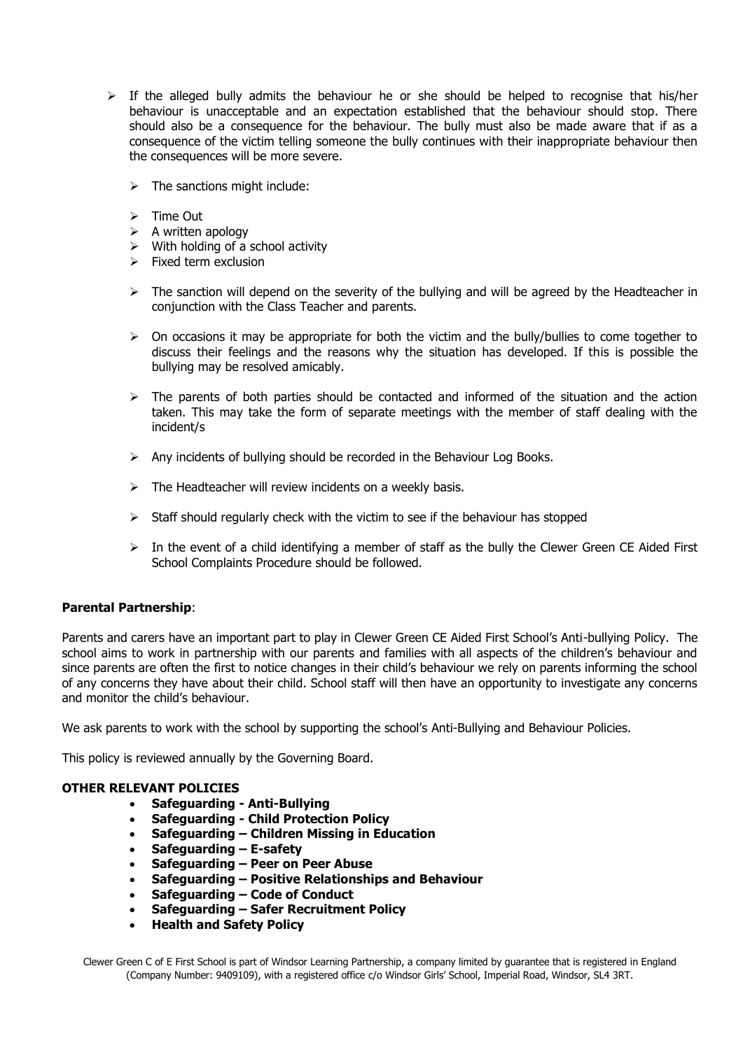- If the alleged bully admits the behaviour he or she should be helped to recognise that his/her behaviour is unacceptable and an expectation established that the behaviour should stop. There should also be a consequence for the behaviour. The bully must also be made aware that if as a consequence of the victim telling someone the bully continues with their inappropriate behaviour then the consequences will be more severe.

  - The sanctions might include:
  - Time Out
  - A written apology
  - With holding of a school activity
  - Fixed term exclusion

  - The sanction will depend on the severity of the bullying and will be agreed by the Headteacher in conjunction with the Class Teacher and parents.

  - On occasions it may be appropriate for both the victim and the bully/bullies to come together to discuss their feelings and the reasons why the situation has developed. If this is possible the bullying may be resolved amicably.

  - The parents of both parties should be contacted and informed of the situation and the action taken. This may take the form of separate meetings with the member of staff dealing with the incident/s

  - Any incidents of bullying should be recorded in the Behaviour Log Books.

  - The Headteacher will review incidents on a weekly basis.

  - Staff should regularly check with the victim to see if the behaviour has stopped

  - In the event of a child identifying a member of staff as the bully the Clewer Green CE Aided First School Complaints Procedure should be followed.

**Parental Partnership**:

Parents and carers have an important part to play in Clewer Green CE Aided First School's Anti-bullying Policy. The school aims to work in partnership with our parents and families with all aspects of the children's behaviour and since parents are often the first to notice changes in their child's behaviour we rely on parents informing the school of any concerns they have about their child. School staff will then have an opportunity to investigate any concerns and monitor the child's behaviour.

We ask parents to work with the school by supporting the school's Anti-Bullying and Behaviour Policies.

This policy is reviewed annually by the Governing Board.

**OTHER RELEVANT POLICIES**

- **Safeguarding - Anti-Bullying**
- **Safeguarding - Child Protection Policy**
- **Safeguarding – Children Missing in Education**
- **Safeguarding – E-safety**
- **Safeguarding – Peer on Peer Abuse**
- **Safeguarding – Positive Relationships and Behaviour**
- **Safeguarding – Code of Conduct**
- **Safeguarding – Safer Recruitment Policy**
- **Health and Safety Policy**

Clewer Green C of E First School is part of Windsor Learning Partnership, a company limited by guarantee that is registered in England (Company Number: 9409109), with a registered office c/o Windsor Girls' School, Imperial Road, Windsor, SL4 3RT.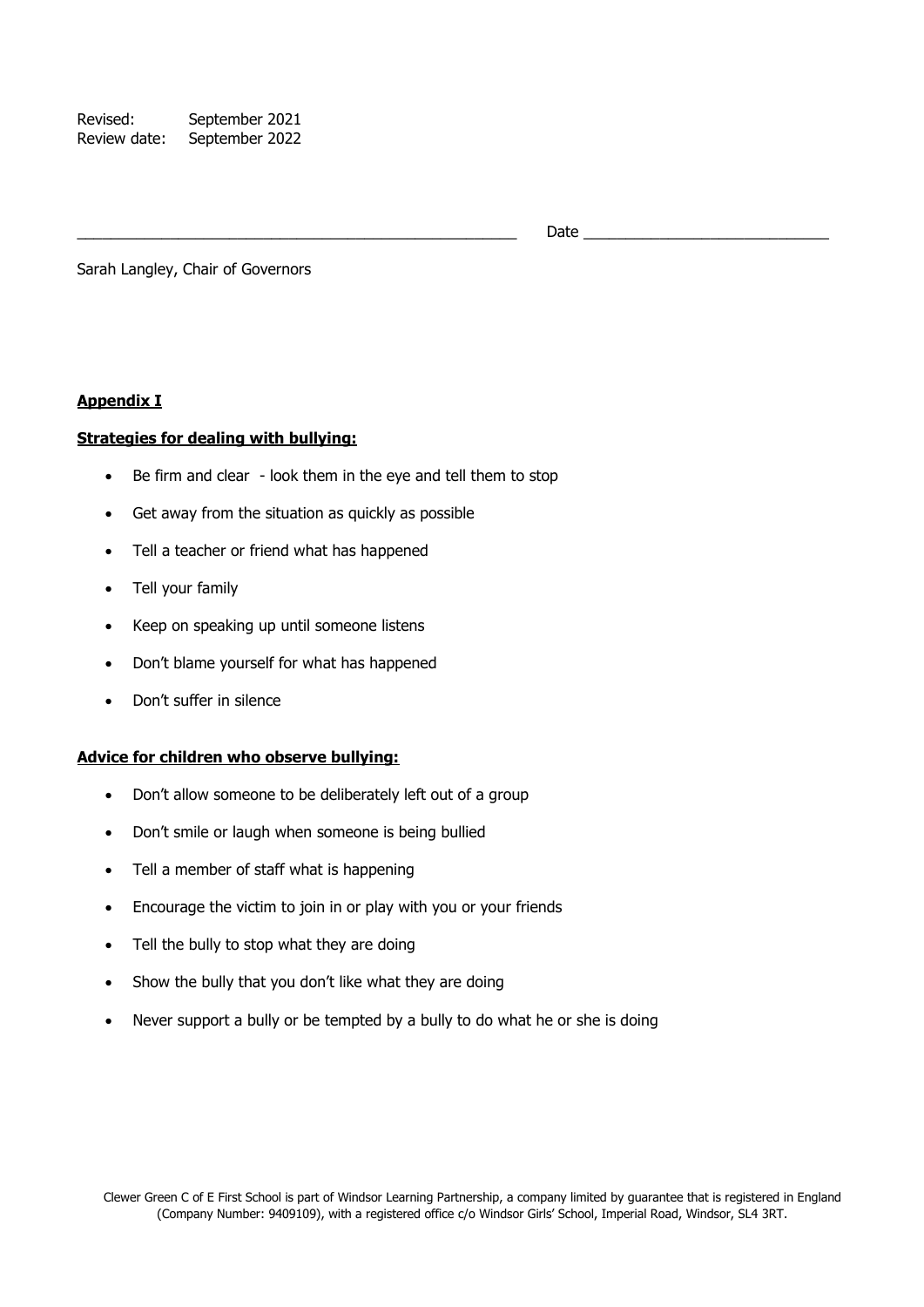Revised: September 2021
Review date: September 2022

_____________________________________________________ Date _____________________________

Sarah Langley, Chair of Governors

**Appendix I**

**Strategies for dealing with bullying:**

- Be firm and clear - look them in the eye and tell them to stop
- Get away from the situation as quickly as possible
- Tell a teacher or friend what has happened
- Tell your family
- Keep on speaking up until someone listens
- Don't blame yourself for what has happened
- Don't suffer in silence

**Advice for children who observe bullying:**

- Don't allow someone to be deliberately left out of a group
- Don't smile or laugh when someone is being bullied
- Tell a member of staff what is happening
- Encourage the victim to join in or play with you or your friends
- Tell the bully to stop what they are doing
- Show the bully that you don't like what they are doing
- Never support a bully or be tempted by a bully to do what he or she is doing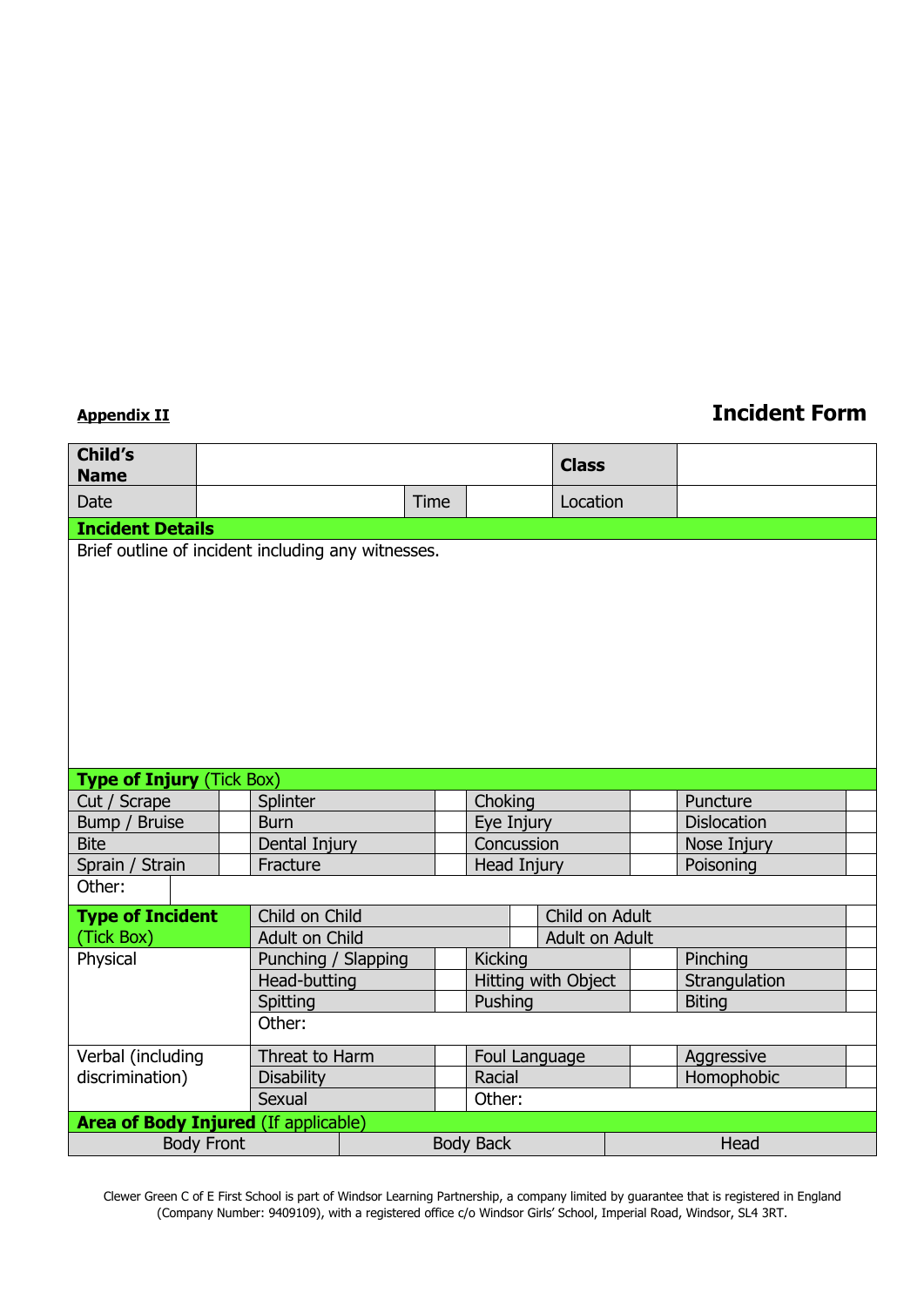**Appendix II**

# Incident Form

| **Child's Name** | | | | **Class** | |
|---|---|---|---|---|---|
| Date | | Time | | Location | |

| **Incident Details** |
|---|
| Brief outline of incident including any witnesses. |

| **Type of Injury** (Tick Box) | | | | | | | |
|---|---|---|---|---|---|---|---|
| Cut / Scrape | | Splinter | | Choking | | Puncture | |
| Bump / Bruise | | Burn | | Eye Injury | | Dislocation | |
| Bite | | Dental Injury | | Concussion | | Nose Injury | |
| Sprain / Strain | | Fracture | | Head Injury | | Poisoning | |
| Other: | | | | | | | |

| **Type of Incident** (Tick Box) | | | | | | |
|---|---|---|---|---|---|---|
| | Child on Child | | | Child on Adult | | |
| | Adult on Child | | | Adult on Adult | | |
| Physical | Punching / Slapping | | Kicking | | Pinching | |
| | Head-butting | | Hitting with Object | | Strangulation | |
| | Spitting | | Pushing | | Biting | |
| | Other: | | | | | |
| Verbal (including discrimination) | Threat to Harm | | Foul Language | | Aggressive | |
| | Disability | | Racial | | Homophobic | |
| | Sexual | | Other: | | | |

| **Area of Body Injured** (If applicable) | | |
|---|---|---|
| Body Front | Body Back | Head |

Clewer Green C of E First School is part of Windsor Learning Partnership, a company limited by guarantee that is registered in England (Company Number: 9409109), with a registered office c/o Windsor Girls' School, Imperial Road, Windsor, SL4 3RT.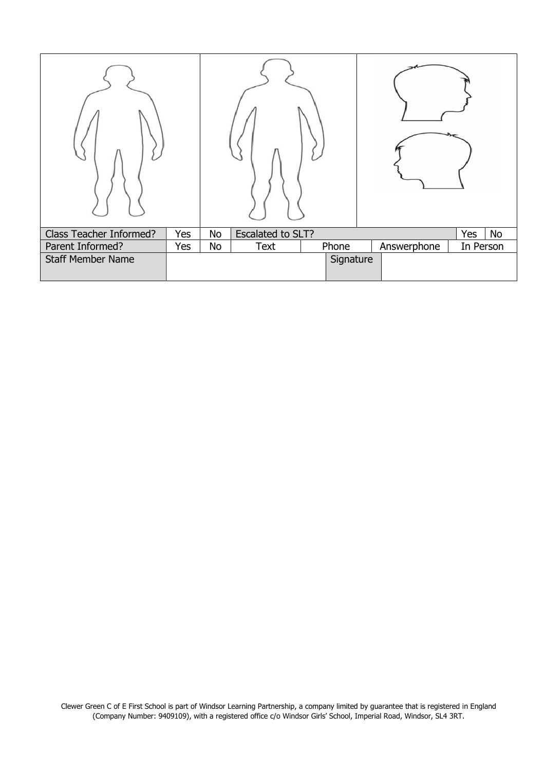| | | | | | | | | |
|---|---|---|---|---|---|---|---|---|
| Class Teacher Informed? | Yes | No | Escalated to SLT? | | | | Yes | No |
| Parent Informed? | Yes | No | Text | Phone | | Answerphone | In Person | |
| Staff Member Name | | | | Signature | | | | |